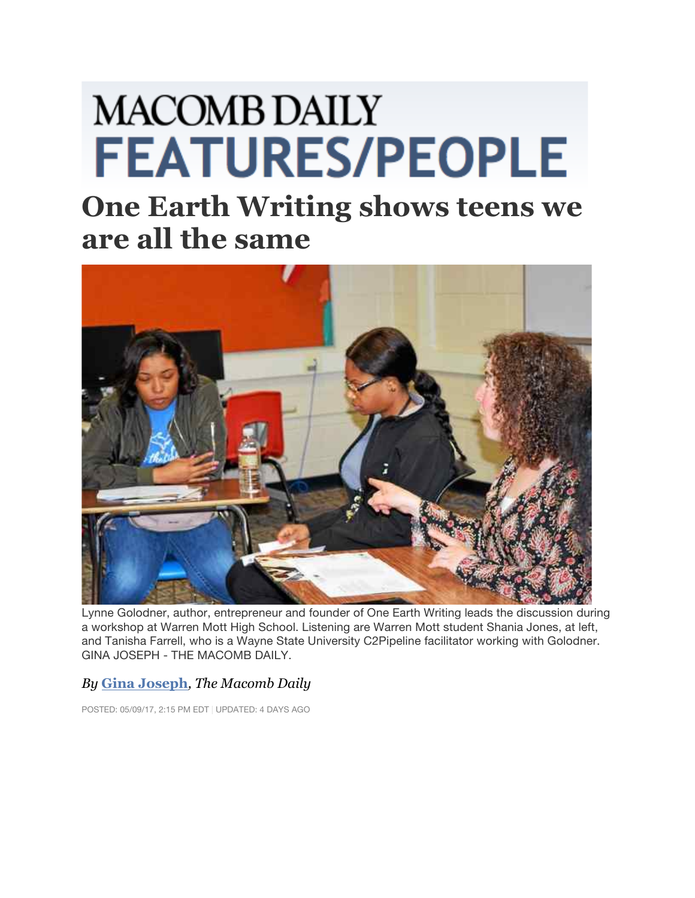# MACOMB DAILY FEATURES/PEOPLE

# One Earth Writing shows teens we are all the same

Lynne Golodner, author, entrepreneur and founder of One Earth Writing leads the discussion during a workshop at Warren Mott High School. Listening are Warren Mott student Shania Jones, at left, and Tanisha Farrell, who is a Wayne State University C2Pipeline facilitator working with Golodner. GINA JOSEPH - THE MACOMB DAILY.

*By* ***Gina Joseph****, The Macomb Daily*

POSTED: 05/09/17, 2:15 PM EDT | UPDATED: 4 DAYS AGO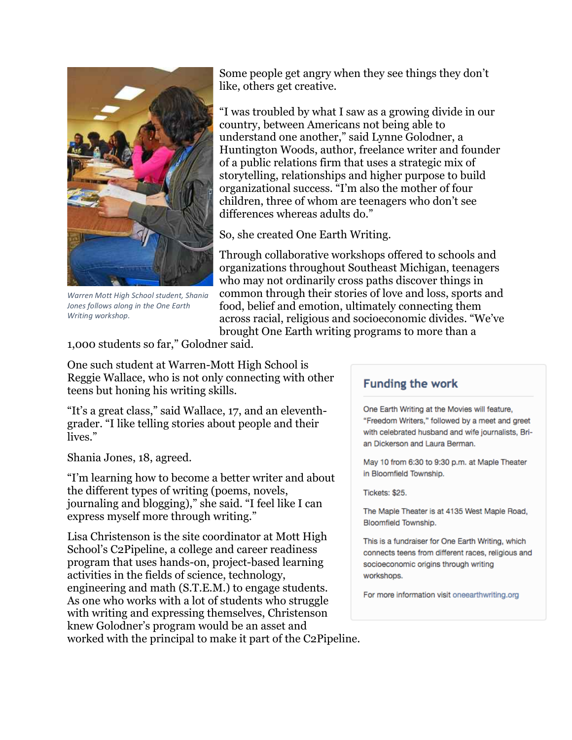Some people get angry when they see things they don't like, others get creative.

"I was troubled by what I saw as a growing divide in our country, between Americans not being able to understand one another," said Lynne Golodner, a Huntington Woods, author, freelance writer and founder of a public relations firm that uses a strategic mix of storytelling, relationships and higher purpose to build organizational success. "I'm also the mother of four children, three of whom are teenagers who don't see differences whereas adults do."

So, she created One Earth Writing.

Through collaborative workshops offered to schools and organizations throughout Southeast Michigan, teenagers who may not ordinarily cross paths discover things in common through their stories of love and loss, sports and food, belief and emotion, ultimately connecting them across racial, religious and socioeconomic divides. "We've brought One Earth writing programs to more than a 1,000 students so far," Golodner said.

*Warren Mott High School student, Shania Jones follows along in the One Earth Writing workshop.*

One such student at Warren-Mott High School is Reggie Wallace, who is not only connecting with other teens but honing his writing skills.

"It's a great class," said Wallace, 17, and an eleventh-grader. "I like telling stories about people and their lives."

Shania Jones, 18, agreed.

"I'm learning how to become a better writer and about the different types of writing (poems, novels, journaling and blogging)," she said. "I feel like I can express myself more through writing."

Lisa Christenson is the site coordinator at Mott High School's C2Pipeline, a college and career readiness program that uses hands-on, project-based learning activities in the fields of science, technology, engineering and math (S.T.E.M.) to engage students. As one who works with a lot of students who struggle with writing and expressing themselves, Christenson knew Golodner's program would be an asset and worked with the principal to make it part of the C2Pipeline.

## Funding the work

One Earth Writing at the Movies will feature, "Freedom Writers," followed by a meet and greet with celebrated husband and wife journalists, Brian Dickerson and Laura Berman.

May 10 from 6:30 to 9:30 p.m. at Maple Theater in Bloomfield Township.

Tickets: $25.

The Maple Theater is at 4135 West Maple Road, Bloomfield Township.

This is a fundraiser for One Earth Writing, which connects teens from different races, religious and socioeconomic origins through writing workshops.

For more information visit oneearthwriting.org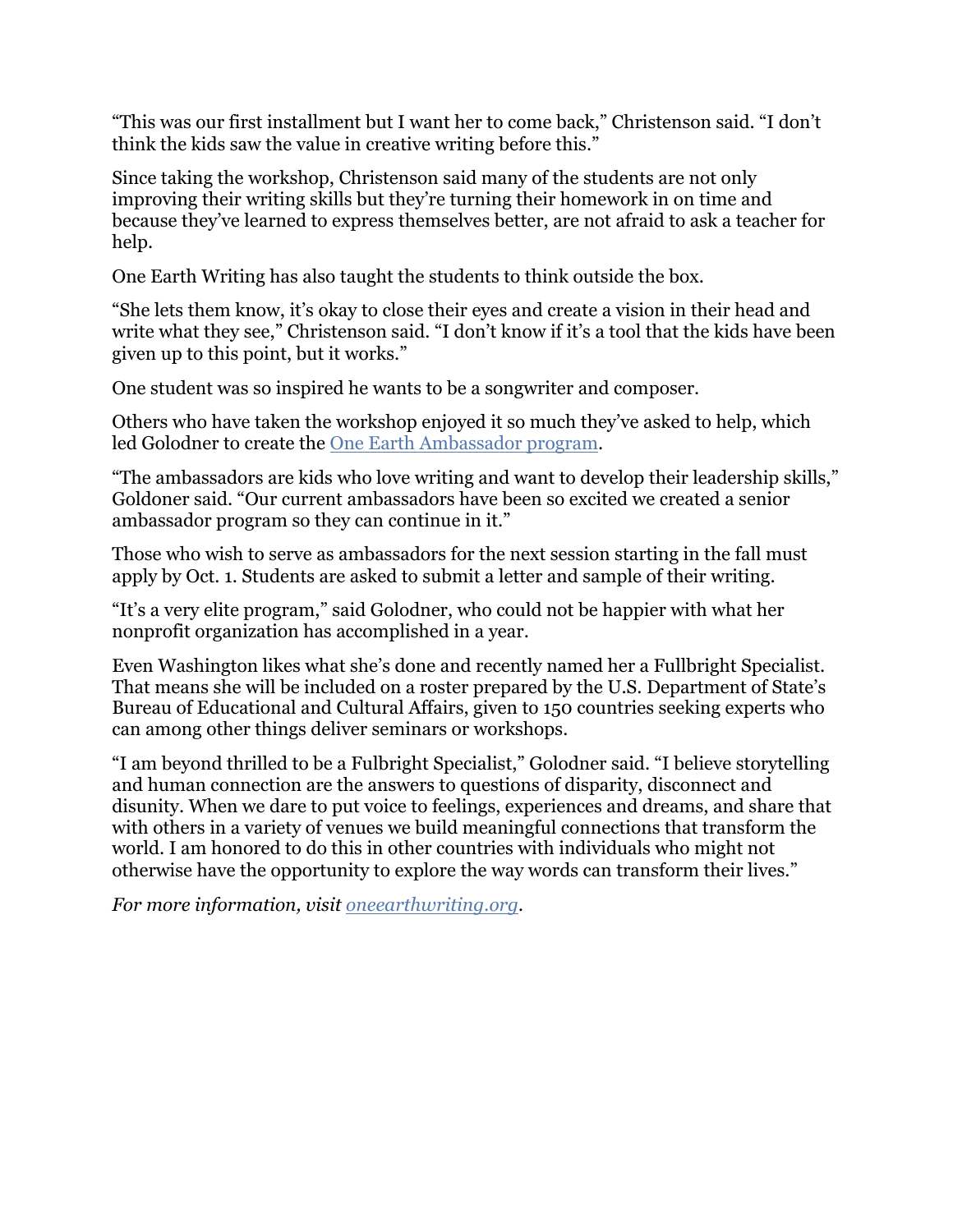"This was our first installment but I want her to come back," Christenson said. "I don't think the kids saw the value in creative writing before this."

Since taking the workshop, Christenson said many of the students are not only improving their writing skills but they're turning their homework in on time and because they've learned to express themselves better, are not afraid to ask a teacher for help.

One Earth Writing has also taught the students to think outside the box.

"She lets them know, it's okay to close their eyes and create a vision in their head and write what they see," Christenson said. "I don't know if it's a tool that the kids have been given up to this point, but it works."

One student was so inspired he wants to be a songwriter and composer.

Others who have taken the workshop enjoyed it so much they've asked to help, which led Golodner to create the One Earth Ambassador program.

"The ambassadors are kids who love writing and want to develop their leadership skills," Goldoner said. "Our current ambassadors have been so excited we created a senior ambassador program so they can continue in it."

Those who wish to serve as ambassadors for the next session starting in the fall must apply by Oct. 1. Students are asked to submit a letter and sample of their writing.

"It's a very elite program," said Golodner, who could not be happier with what her nonprofit organization has accomplished in a year.

Even Washington likes what she's done and recently named her a Fullbright Specialist. That means she will be included on a roster prepared by the U.S. Department of State's Bureau of Educational and Cultural Affairs, given to 150 countries seeking experts who can among other things deliver seminars or workshops.

"I am beyond thrilled to be a Fulbright Specialist," Golodner said. "I believe storytelling and human connection are the answers to questions of disparity, disconnect and disunity. When we dare to put voice to feelings, experiences and dreams, and share that with others in a variety of venues we build meaningful connections that transform the world. I am honored to do this in other countries with individuals who might not otherwise have the opportunity to explore the way words can transform their lives."

*For more information, visit oneearthwriting.org.*